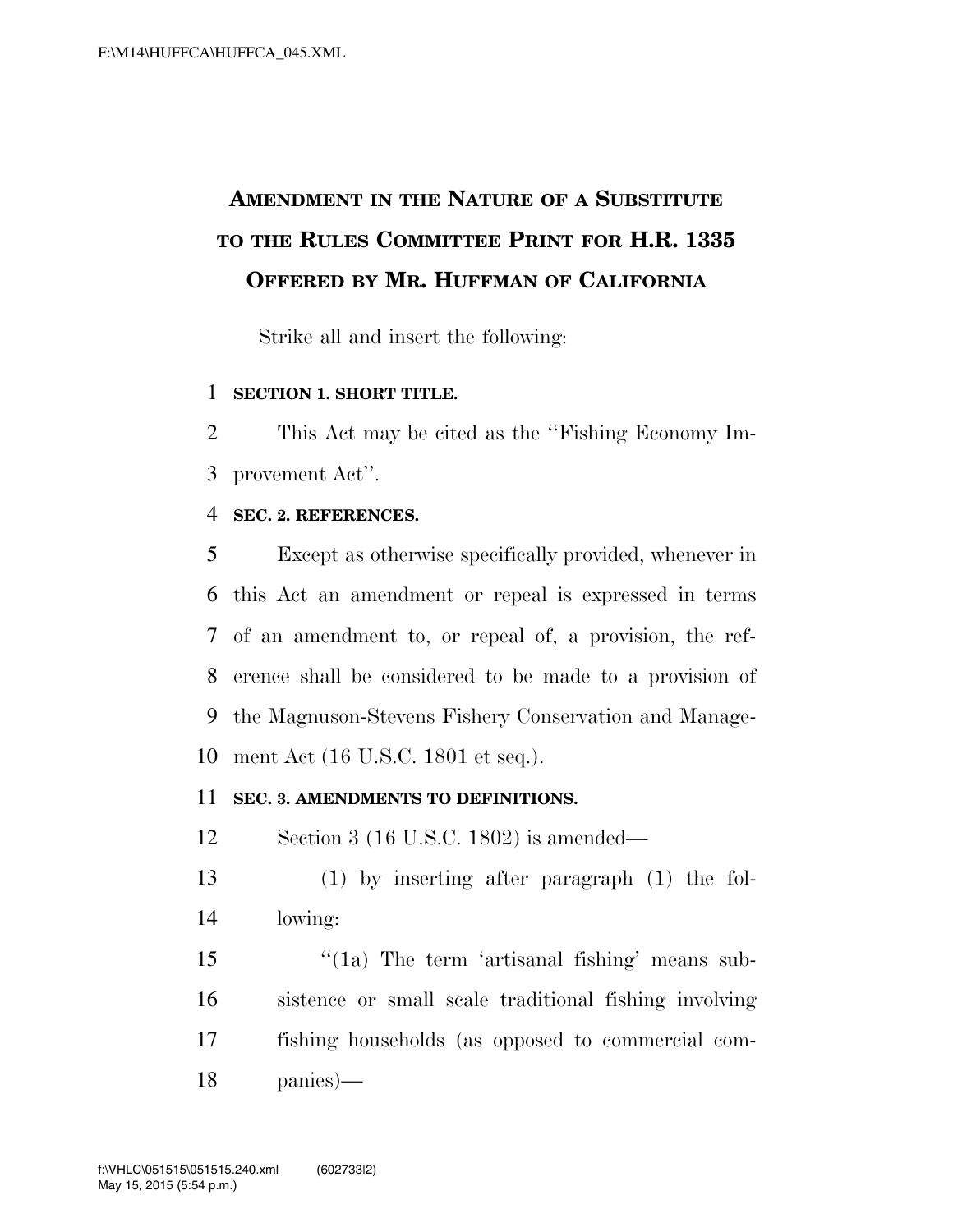# Amendment in the Nature of a Substitute to the Rules Committee Print for H.R. 1335 Offered by Mr. Huffman of California

Strike all and insert the following:

## SECTION 1. SHORT TITLE.

This Act may be cited as the "Fishing Economy Improvement Act".

## SEC. 2. REFERENCES.

Except as otherwise specifically provided, whenever in this Act an amendment or repeal is expressed in terms of an amendment to, or repeal of, a provision, the reference shall be considered to be made to a provision of the Magnuson-Stevens Fishery Conservation and Management Act (16 U.S.C. 1801 et seq.).

## SEC. 3. AMENDMENTS TO DEFINITIONS.

Section 3 (16 U.S.C. 1802) is amended—

(1) by inserting after paragraph (1) the following:

"(1a) The term 'artisanal fishing' means subsistence or small scale traditional fishing involving fishing households (as opposed to commercial companies)—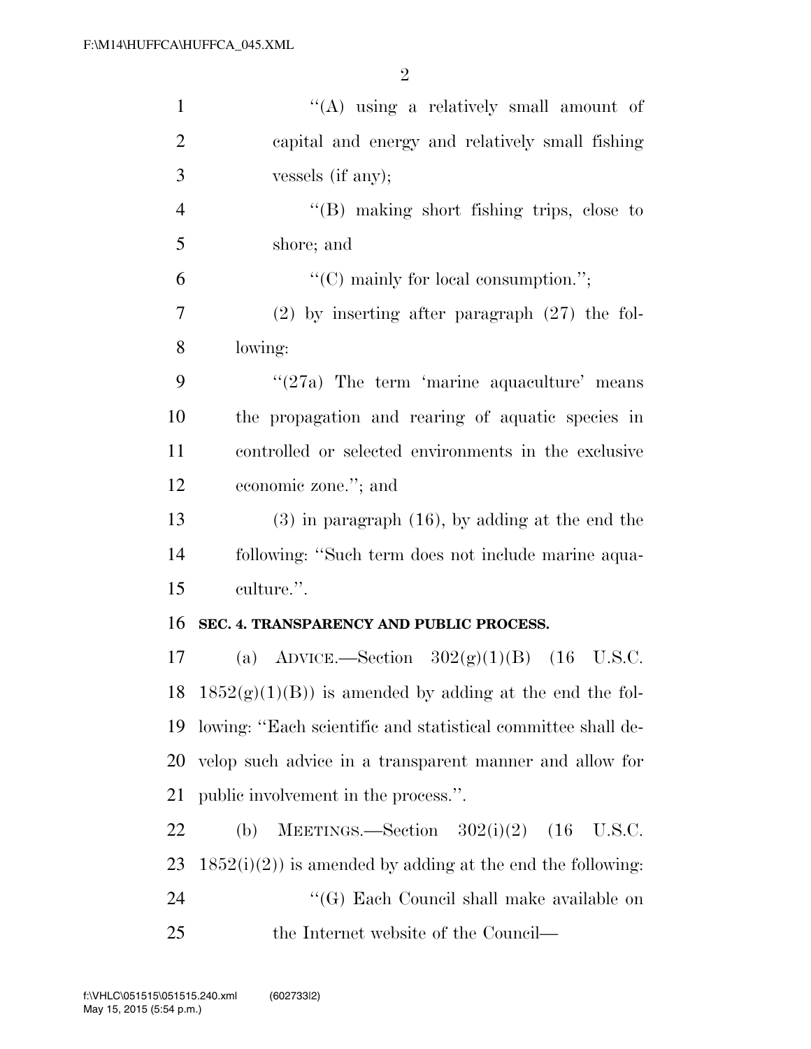''(A) using a relatively small amount of capital and energy and relatively small fishing vessels (if any);

''(B) making short fishing trips, close to shore; and

''(C) mainly for local consumption.'';

(2) by inserting after paragraph (27) the following:

''(27a) The term 'marine aquaculture' means the propagation and rearing of aquatic species in controlled or selected environments in the exclusive economic zone.''; and

(3) in paragraph (16), by adding at the end the following: ''Such term does not include marine aquaculture.''.

**SEC. 4. TRANSPARENCY AND PUBLIC PROCESS.**

(a) ADVICE.—Section 302(g)(1)(B) (16 U.S.C. 1852(g)(1)(B)) is amended by adding at the end the following: ''Each scientific and statistical committee shall develop such advice in a transparent manner and allow for public involvement in the process.''.

(b) MEETINGS.—Section 302(i)(2) (16 U.S.C. 1852(i)(2)) is amended by adding at the end the following:

''(G) Each Council shall make available on the Internet website of the Council—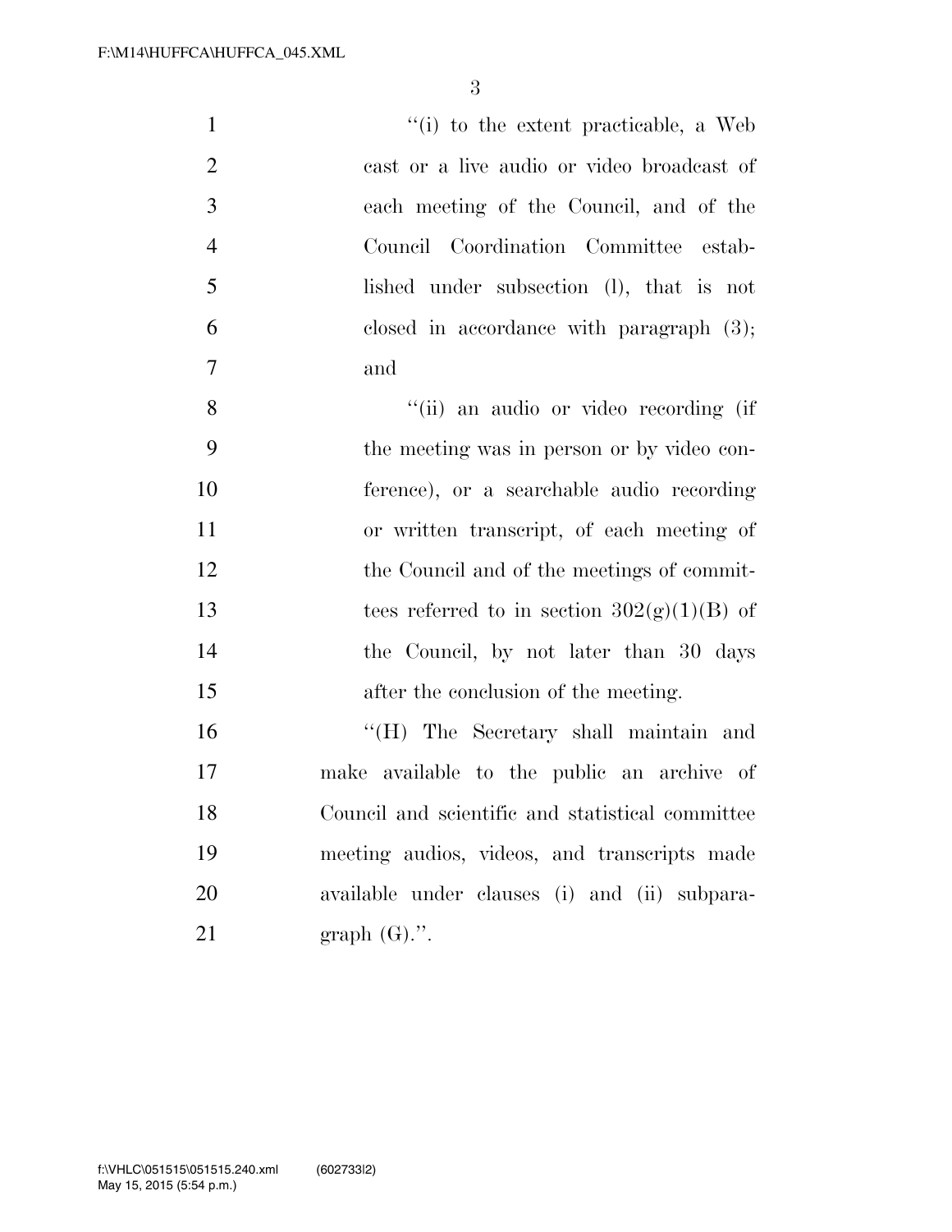''(i) to the extent practicable, a Web cast or a live audio or video broadcast of each meeting of the Council, and of the Council Coordination Committee established under subsection (l), that is not closed in accordance with paragraph (3); and

''(ii) an audio or video recording (if the meeting was in person or by video conference), or a searchable audio recording or written transcript, of each meeting of the Council and of the meetings of committees referred to in section 302(g)(1)(B) of the Council, by not later than 30 days after the conclusion of the meeting.

''(H) The Secretary shall maintain and make available to the public an archive of Council and scientific and statistical committee meeting audios, videos, and transcripts made available under clauses (i) and (ii) subparagraph (G).''.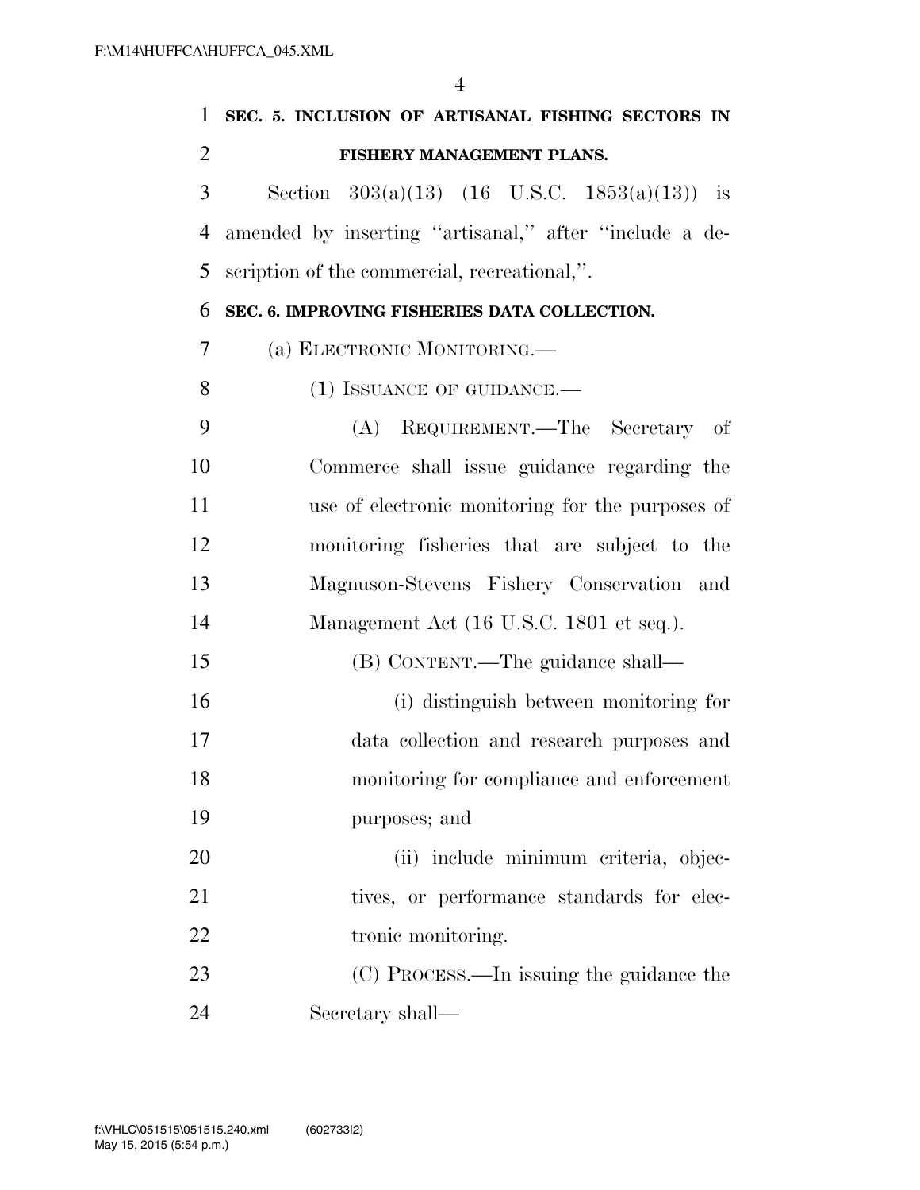**SEC. 5. INCLUSION OF ARTISANAL FISHING SECTORS IN FISHERY MANAGEMENT PLANS.**

Section 303(a)(13) (16 U.S.C. 1853(a)(13)) is amended by inserting "artisanal," after "include a description of the commercial, recreational,".

**SEC. 6. IMPROVING FISHERIES DATA COLLECTION.**

(a) ELECTRONIC MONITORING.—

(1) ISSUANCE OF GUIDANCE.—

(A) REQUIREMENT.—The Secretary of Commerce shall issue guidance regarding the use of electronic monitoring for the purposes of monitoring fisheries that are subject to the Magnuson-Stevens Fishery Conservation and Management Act (16 U.S.C. 1801 et seq.).

(B) CONTENT.—The guidance shall—

(i) distinguish between monitoring for data collection and research purposes and monitoring for compliance and enforcement purposes; and

(ii) include minimum criteria, objectives, or performance standards for electronic monitoring.

(C) PROCESS.—In issuing the guidance the Secretary shall—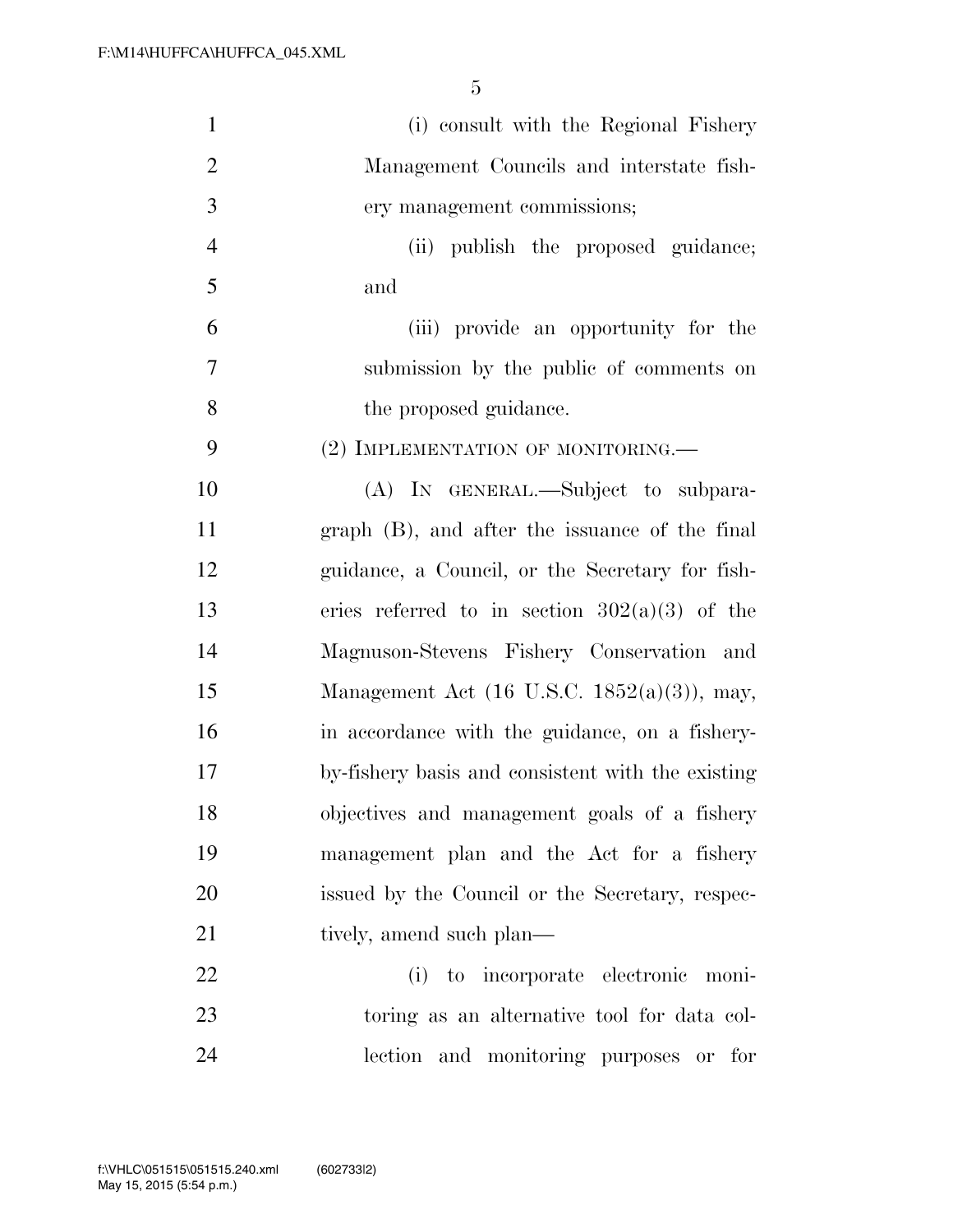(i) consult with the Regional Fishery Management Councils and interstate fishery management commissions;

(ii) publish the proposed guidance; and

(iii) provide an opportunity for the submission by the public of comments on the proposed guidance.

(2) IMPLEMENTATION OF MONITORING.—

(A) IN GENERAL.—Subject to subparagraph (B), and after the issuance of the final guidance, a Council, or the Secretary for fisheries referred to in section 302(a)(3) of the Magnuson-Stevens Fishery Conservation and Management Act (16 U.S.C. 1852(a)(3)), may, in accordance with the guidance, on a fishery-by-fishery basis and consistent with the existing objectives and management goals of a fishery management plan and the Act for a fishery issued by the Council or the Secretary, respectively, amend such plan—

(i) to incorporate electronic monitoring as an alternative tool for data collection and monitoring purposes or for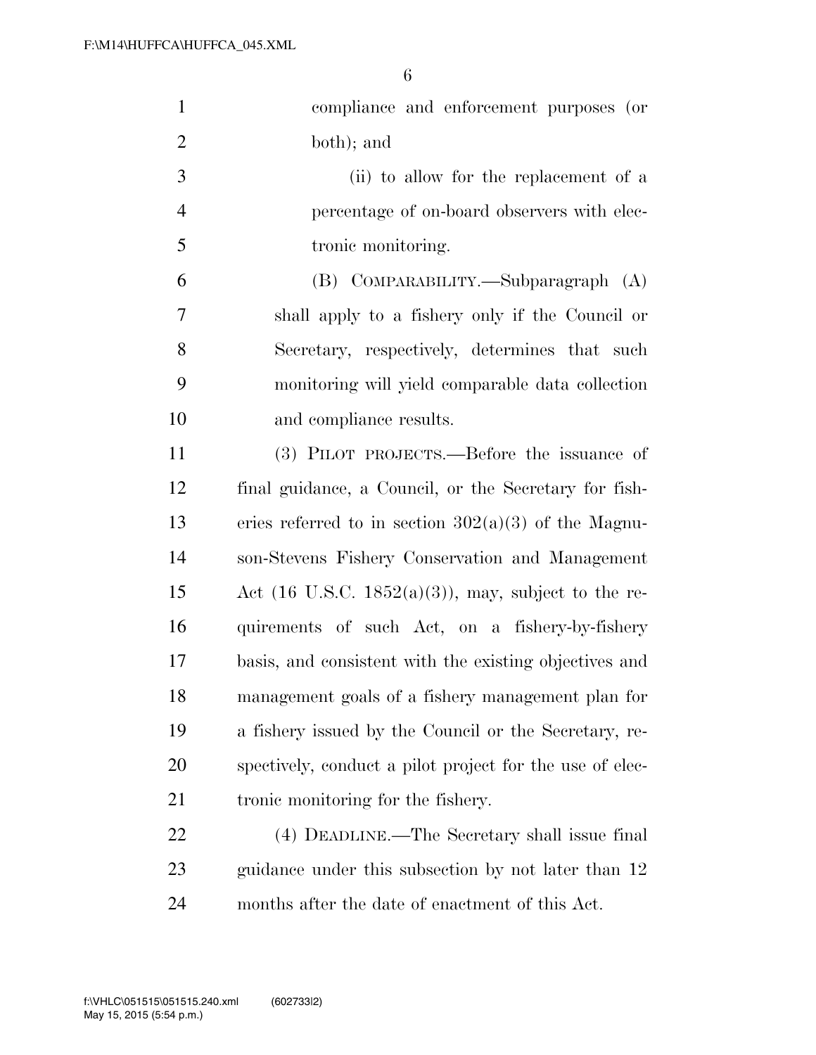compliance and enforcement purposes (or both); and

(ii) to allow for the replacement of a percentage of on-board observers with electronic monitoring.

(B) COMPARABILITY.—Subparagraph (A) shall apply to a fishery only if the Council or Secretary, respectively, determines that such monitoring will yield comparable data collection and compliance results.

(3) PILOT PROJECTS.—Before the issuance of final guidance, a Council, or the Secretary for fisheries referred to in section 302(a)(3) of the Magnuson-Stevens Fishery Conservation and Management Act (16 U.S.C. 1852(a)(3)), may, subject to the requirements of such Act, on a fishery-by-fishery basis, and consistent with the existing objectives and management goals of a fishery management plan for a fishery issued by the Council or the Secretary, respectively, conduct a pilot project for the use of electronic monitoring for the fishery.

(4) DEADLINE.—The Secretary shall issue final guidance under this subsection by not later than 12 months after the date of enactment of this Act.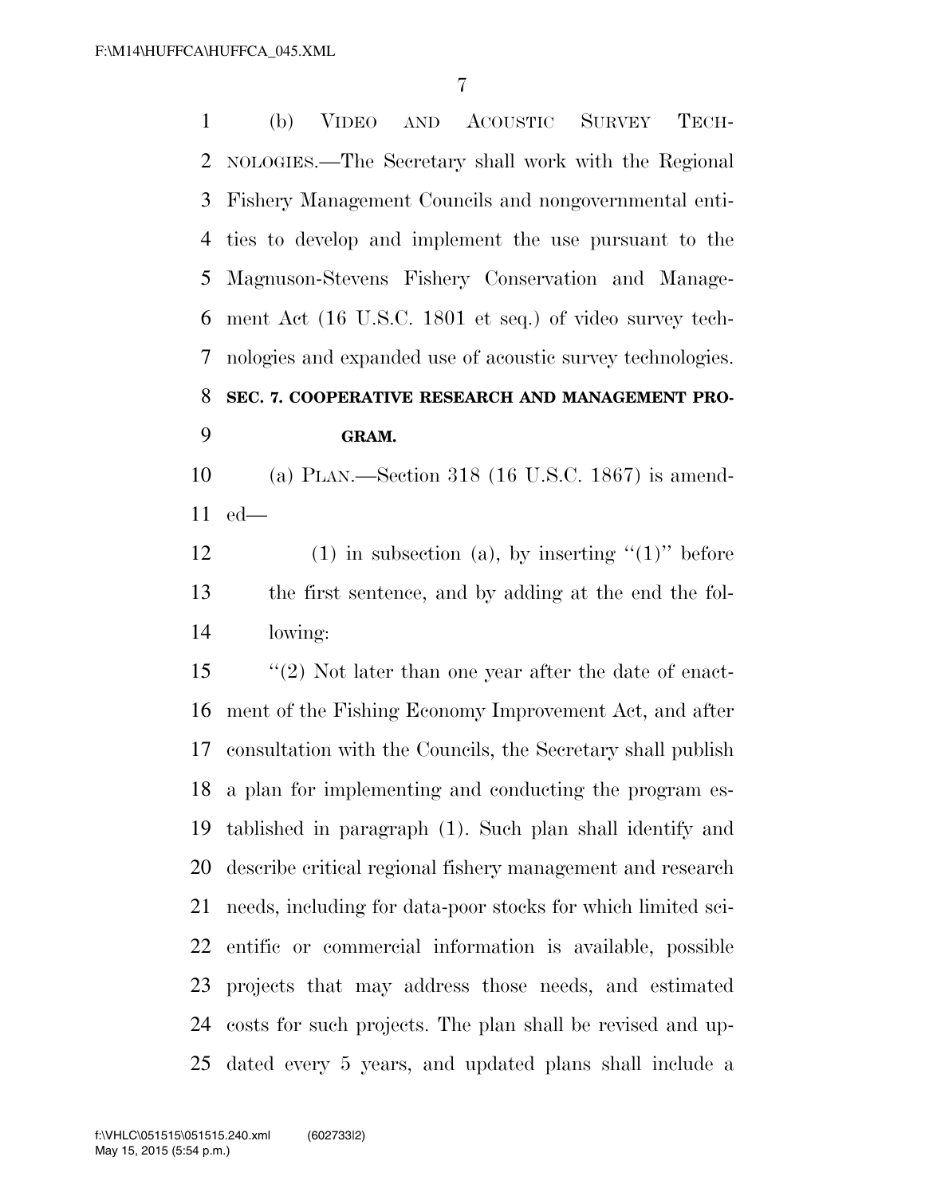(b) VIDEO AND ACOUSTIC SURVEY TECHNOLOGIES.—The Secretary shall work with the Regional Fishery Management Councils and nongovernmental entities to develop and implement the use pursuant to the Magnuson-Stevens Fishery Conservation and Management Act (16 U.S.C. 1801 et seq.) of video survey technologies and expanded use of acoustic survey technologies.

**SEC. 7. COOPERATIVE RESEARCH AND MANAGEMENT PROGRAM.**

(a) PLAN.—Section 318 (16 U.S.C. 1867) is amended—

(1) in subsection (a), by inserting "(1)" before the first sentence, and by adding at the end the following:

"(2) Not later than one year after the date of enactment of the Fishing Economy Improvement Act, and after consultation with the Councils, the Secretary shall publish a plan for implementing and conducting the program established in paragraph (1). Such plan shall identify and describe critical regional fishery management and research needs, including for data-poor stocks for which limited scientific or commercial information is available, possible projects that may address those needs, and estimated costs for such projects. The plan shall be revised and updated every 5 years, and updated plans shall include a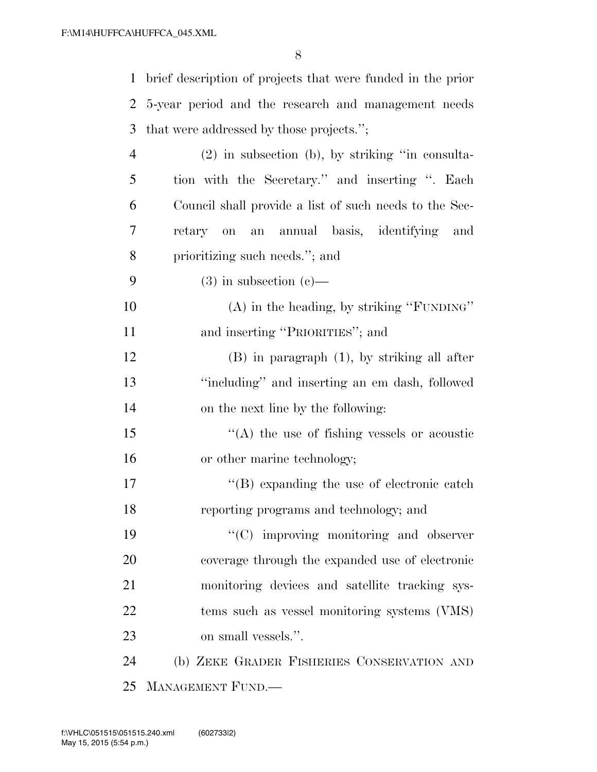brief description of projects that were funded in the prior 5-year period and the research and management needs that were addressed by those projects.'';

(2) in subsection (b), by striking ''in consultation with the Secretary.'' and inserting ''. Each Council shall provide a list of such needs to the Secretary on an annual basis, identifying and prioritizing such needs.''; and

(3) in subsection (c)—

(A) in the heading, by striking ''FUNDING'' and inserting ''PRIORITIES''; and

(B) in paragraph (1), by striking all after ''including'' and inserting an em dash, followed on the next line by the following:

''(A) the use of fishing vessels or acoustic or other marine technology;

''(B) expanding the use of electronic catch reporting programs and technology; and

''(C) improving monitoring and observer coverage through the expanded use of electronic monitoring devices and satellite tracking systems such as vessel monitoring systems (VMS) on small vessels.''.

(b) ZEKE GRADER FISHERIES CONSERVATION AND MANAGEMENT FUND.—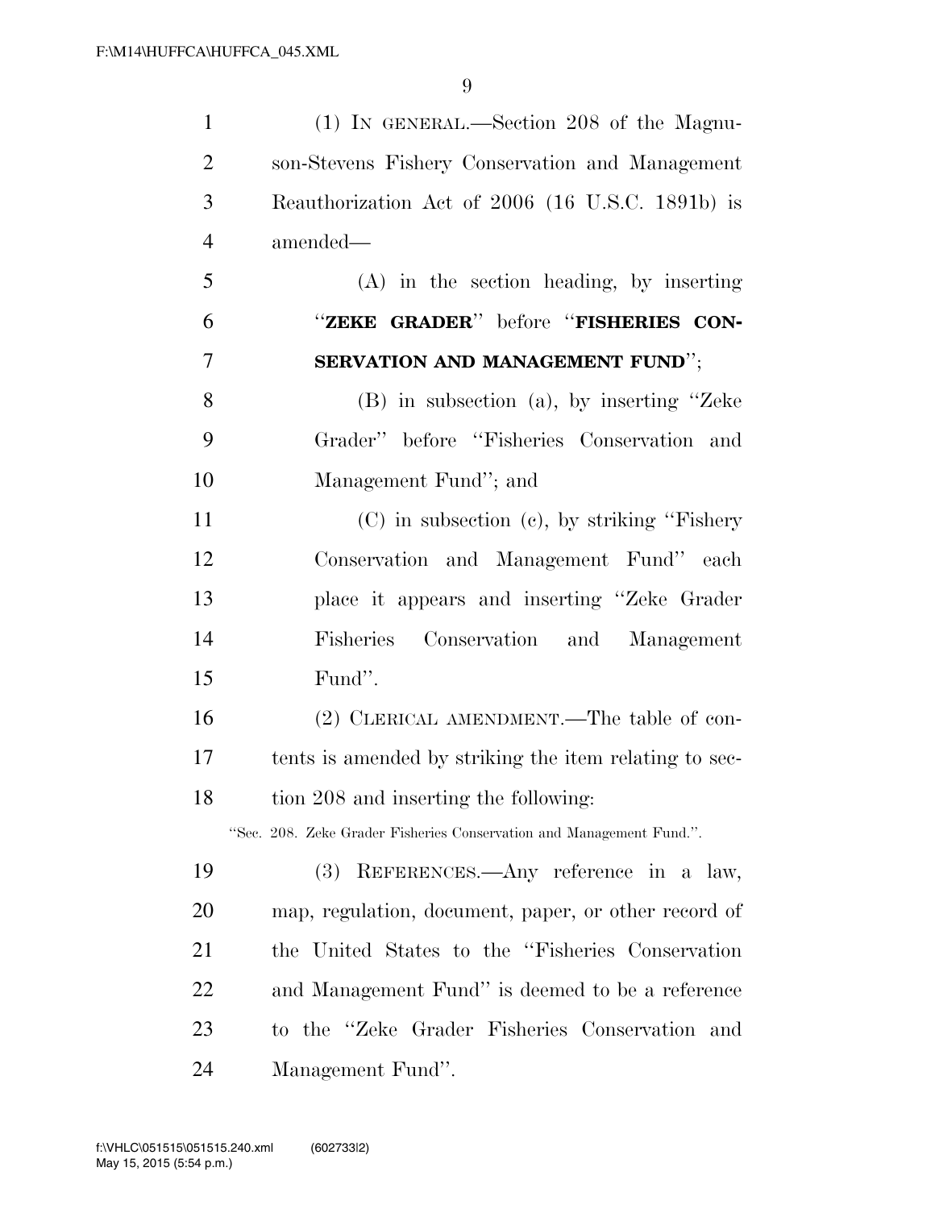(1) IN GENERAL.—Section 208 of the Magnuson-Stevens Fishery Conservation and Management Reauthorization Act of 2006 (16 U.S.C. 1891b) is amended—

(A) in the section heading, by inserting "**ZEKE GRADER**" before "**FISHERIES CONSERVATION AND MANAGEMENT FUND**";

(B) in subsection (a), by inserting "Zeke Grader" before "Fisheries Conservation and Management Fund"; and

(C) in subsection (c), by striking "Fishery Conservation and Management Fund" each place it appears and inserting "Zeke Grader Fisheries Conservation and Management Fund".

(2) CLERICAL AMENDMENT.—The table of contents is amended by striking the item relating to section 208 and inserting the following:

"Sec. 208. Zeke Grader Fisheries Conservation and Management Fund.".

(3) REFERENCES.—Any reference in a law, map, regulation, document, paper, or other record of the United States to the "Fisheries Conservation and Management Fund" is deemed to be a reference to the "Zeke Grader Fisheries Conservation and Management Fund".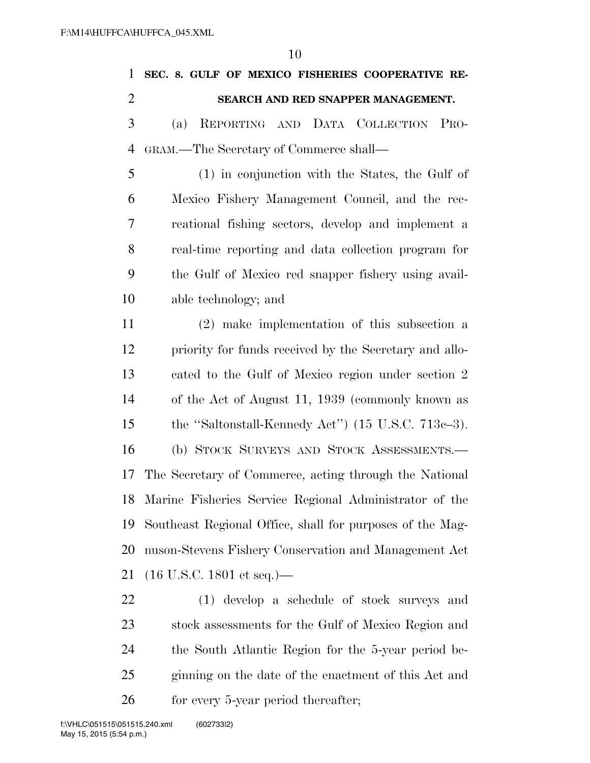**SEC. 8. GULF OF MEXICO FISHERIES COOPERATIVE RESEARCH AND RED SNAPPER MANAGEMENT.**

(a) REPORTING AND DATA COLLECTION PROGRAM.—The Secretary of Commerce shall—

(1) in conjunction with the States, the Gulf of Mexico Fishery Management Council, and the recreational fishing sectors, develop and implement a real-time reporting and data collection program for the Gulf of Mexico red snapper fishery using available technology; and

(2) make implementation of this subsection a priority for funds received by the Secretary and allocated to the Gulf of Mexico region under section 2 of the Act of August 11, 1939 (commonly known as the ''Saltonstall-Kennedy Act'') (15 U.S.C. 713c–3).

(b) STOCK SURVEYS AND STOCK ASSESSMENTS.—The Secretary of Commerce, acting through the National Marine Fisheries Service Regional Administrator of the Southeast Regional Office, shall for purposes of the Magnuson-Stevens Fishery Conservation and Management Act (16 U.S.C. 1801 et seq.)—

(1) develop a schedule of stock surveys and stock assessments for the Gulf of Mexico Region and the South Atlantic Region for the 5-year period beginning on the date of the enactment of this Act and for every 5-year period thereafter;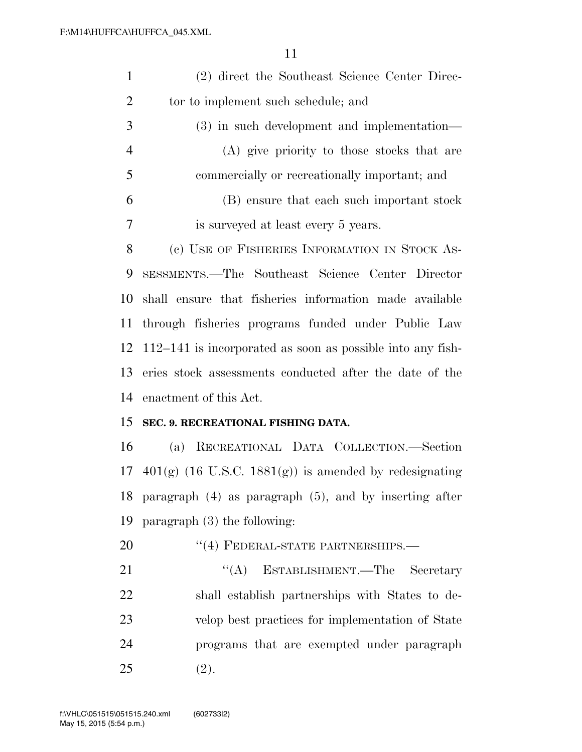(2) direct the Southeast Science Center Director to implement such schedule; and

(3) in such development and implementation—

(A) give priority to those stocks that are commercially or recreationally important; and

(B) ensure that each such important stock is surveyed at least every 5 years.

(c) USE OF FISHERIES INFORMATION IN STOCK ASSESSMENTS.—The Southeast Science Center Director shall ensure that fisheries information made available through fisheries programs funded under Public Law 112–141 is incorporated as soon as possible into any fisheries stock assessments conducted after the date of the enactment of this Act.

**SEC. 9. RECREATIONAL FISHING DATA.**

(a) RECREATIONAL DATA COLLECTION.—Section 401(g) (16 U.S.C. 1881(g)) is amended by redesignating paragraph (4) as paragraph (5), and by inserting after paragraph (3) the following:

"(4) FEDERAL-STATE PARTNERSHIPS.—

"(A) ESTABLISHMENT.—The Secretary shall establish partnerships with States to develop best practices for implementation of State programs that are exempted under paragraph (2).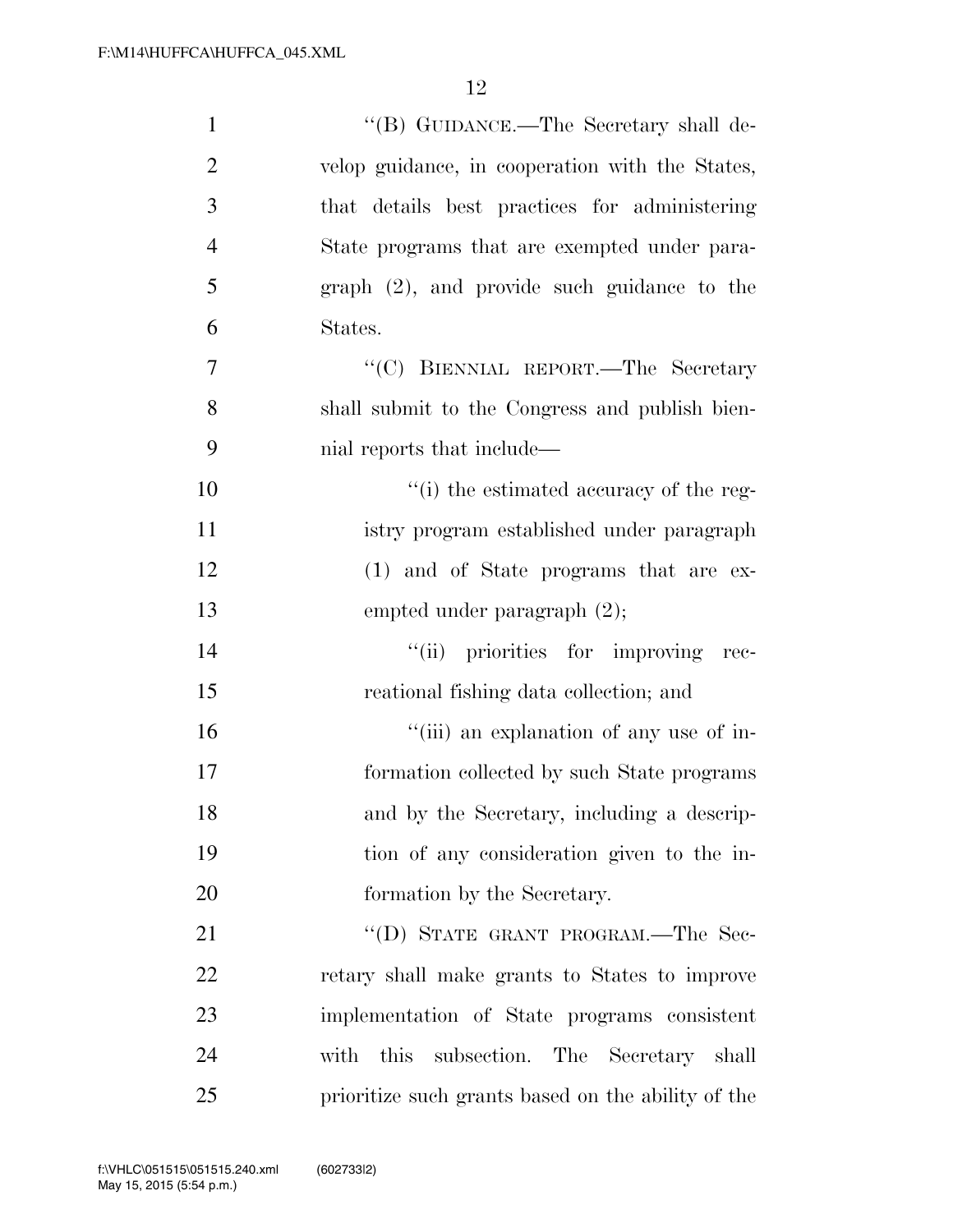''(B) GUIDANCE.—The Secretary shall develop guidance, in cooperation with the States, that details best practices for administering State programs that are exempted under paragraph (2), and provide such guidance to the States.

''(C) BIENNIAL REPORT.—The Secretary shall submit to the Congress and publish biennial reports that include—

''(i) the estimated accuracy of the registry program established under paragraph (1) and of State programs that are exempted under paragraph (2);

''(ii) priorities for improving recreational fishing data collection; and

''(iii) an explanation of any use of information collected by such State programs and by the Secretary, including a description of any consideration given to the information by the Secretary.

''(D) STATE GRANT PROGRAM.—The Secretary shall make grants to States to improve implementation of State programs consistent with this subsection. The Secretary shall prioritize such grants based on the ability of the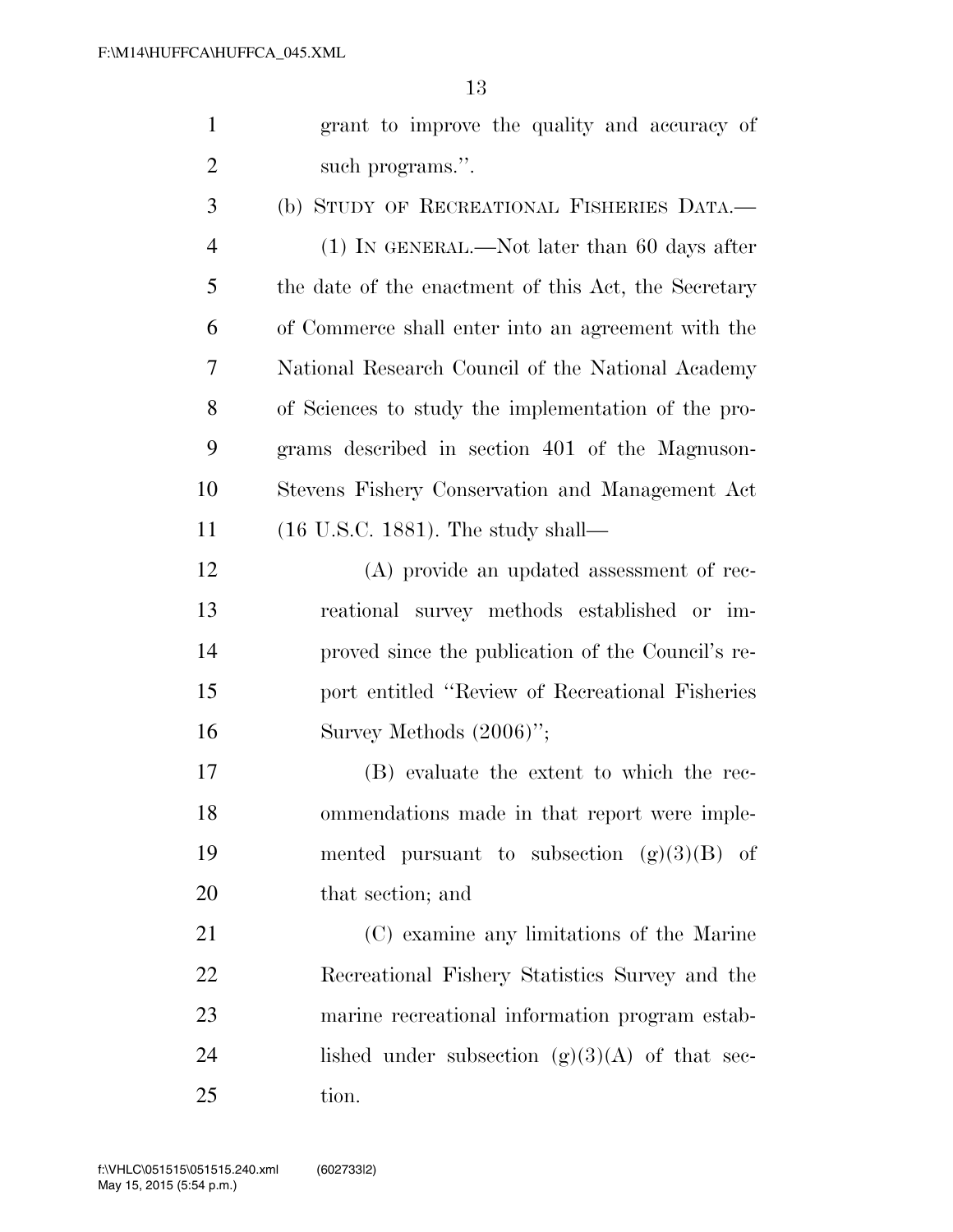grant to improve the quality and accuracy of such programs.''.

(b) STUDY OF RECREATIONAL FISHERIES DATA.—

(1) IN GENERAL.—Not later than 60 days after the date of the enactment of this Act, the Secretary of Commerce shall enter into an agreement with the National Research Council of the National Academy of Sciences to study the implementation of the programs described in section 401 of the Magnuson-Stevens Fishery Conservation and Management Act (16 U.S.C. 1881). The study shall—

(A) provide an updated assessment of recreational survey methods established or improved since the publication of the Council's report entitled ''Review of Recreational Fisheries Survey Methods (2006)'';

(B) evaluate the extent to which the recommendations made in that report were implemented pursuant to subsection (g)(3)(B) of that section; and

(C) examine any limitations of the Marine Recreational Fishery Statistics Survey and the marine recreational information program established under subsection (g)(3)(A) of that section.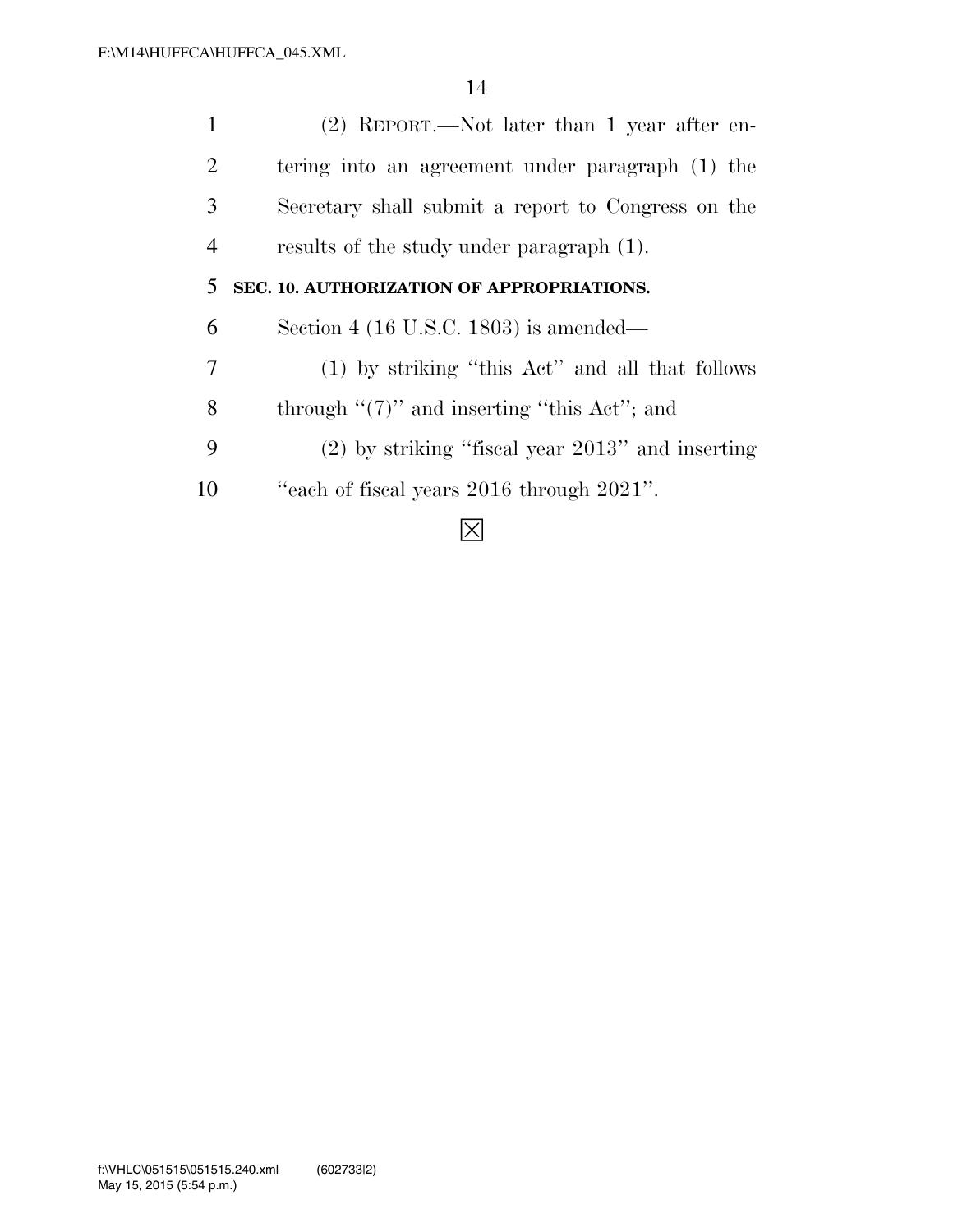(2) REPORT.—Not later than 1 year after entering into an agreement under paragraph (1) the Secretary shall submit a report to Congress on the results of the study under paragraph (1).

**SEC. 10. AUTHORIZATION OF APPROPRIATIONS.**

Section 4 (16 U.S.C. 1803) is amended—

(1) by striking ''this Act'' and all that follows through ''(7)'' and inserting ''this Act''; and

(2) by striking ''fiscal year 2013'' and inserting ''each of fiscal years 2016 through 2021''.